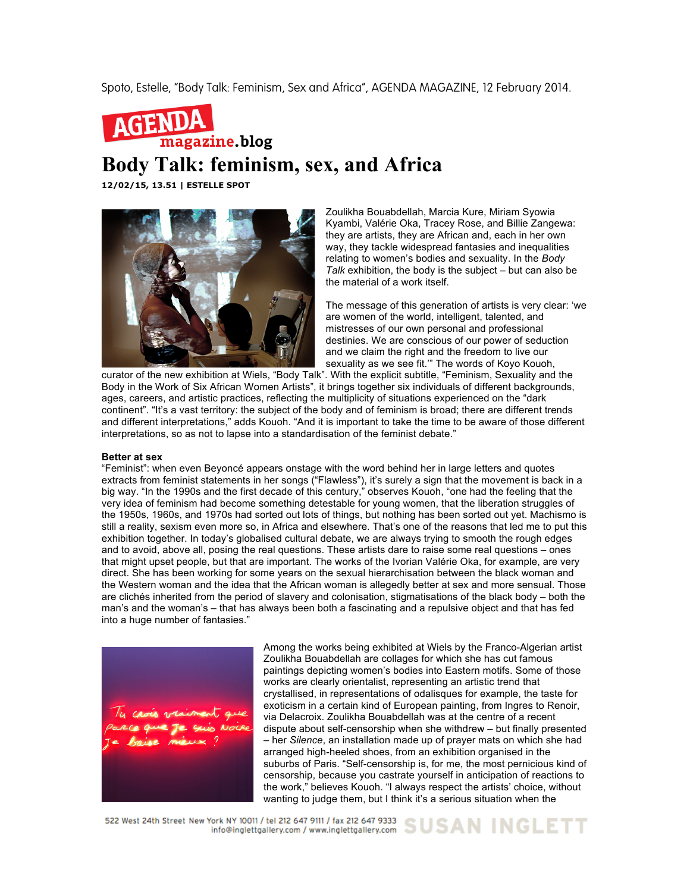Spoto, Estelle, "Body Talk: Feminism, Sex and Africa", AGENDA MAGAZINE, 12 February 2014.

AGENDA magazine.blog

# Body Talk: feminism, sex, and Africa

**12/02/15, 13.51 | ESTELLE SPOT**

Zoulikha Bouabdellah, Marcia Kure, Miriam Syowia Kyambi, Valérie Oka, Tracey Rose, and Billie Zangewa: they are artists, they are African and, each in her own way, they tackle widespread fantasies and inequalities relating to women's bodies and sexuality. In the *Body Talk* exhibition, the body is the subject – but can also be the material of a work itself.

The message of this generation of artists is very clear: 'we are women of the world, intelligent, talented, and mistresses of our own personal and professional destinies. We are conscious of our power of seduction and we claim the right and the freedom to live our sexuality as we see fit.'" The words of Koyo Kouoh, curator of the new exhibition at Wiels, "Body Talk". With the explicit subtitle, "Feminism, Sexuality and the Body in the Work of Six African Women Artists", it brings together six individuals of different backgrounds, ages, careers, and artistic practices, reflecting the multiplicity of situations experienced on the "dark continent". "It's a vast territory: the subject of the body and of feminism is broad; there are different trends and different interpretations," adds Kouoh. "And it is important to take the time to be aware of those different interpretations, so as not to lapse into a standardisation of the feminist debate."

**Better at sex**

"Feminist": when even Beyoncé appears onstage with the word behind her in large letters and quotes extracts from feminist statements in her songs ("Flawless"), it's surely a sign that the movement is back in a big way. "In the 1990s and the first decade of this century," observes Kouoh, "one had the feeling that the very idea of feminism had become something detestable for young women, that the liberation struggles of the 1950s, 1960s, and 1970s had sorted out lots of things, but nothing has been sorted out yet. Machismo is still a reality, sexism even more so, in Africa and elsewhere. That's one of the reasons that led me to put this exhibition together. In today's globalised cultural debate, we are always trying to smooth the rough edges and to avoid, above all, posing the real questions. These artists dare to raise some real questions – ones that might upset people, but that are important. The works of the Ivorian Valérie Oka, for example, are very direct. She has been working for some years on the sexual hierarchisation between the black woman and the Western woman and the idea that the African woman is allegedly better at sex and more sensual. Those are clichés inherited from the period of slavery and colonisation, stigmatisations of the black body – both the man's and the woman's – that has always been both a fascinating and a repulsive object and that has fed into a huge number of fantasies."

Among the works being exhibited at Wiels by the Franco-Algerian artist Zoulikha Bouabdellah are collages for which she has cut famous paintings depicting women's bodies into Eastern motifs. Some of those works are clearly orientalist, representing an artistic trend that crystallised, in representations of odalisques for example, the taste for exoticism in a certain kind of European painting, from Ingres to Renoir, via Delacroix. Zoulikha Bouabdellah was at the centre of a recent dispute about self-censorship when she withdrew – but finally presented – her *Silence*, an installation made up of prayer mats on which she had arranged high-heeled shoes, from an exhibition organised in the suburbs of Paris. "Self-censorship is, for me, the most pernicious kind of censorship, because you castrate yourself in anticipation of reactions to the work," believes Kouoh. "I always respect the artists' choice, without wanting to judge them, but I think it's a serious situation when the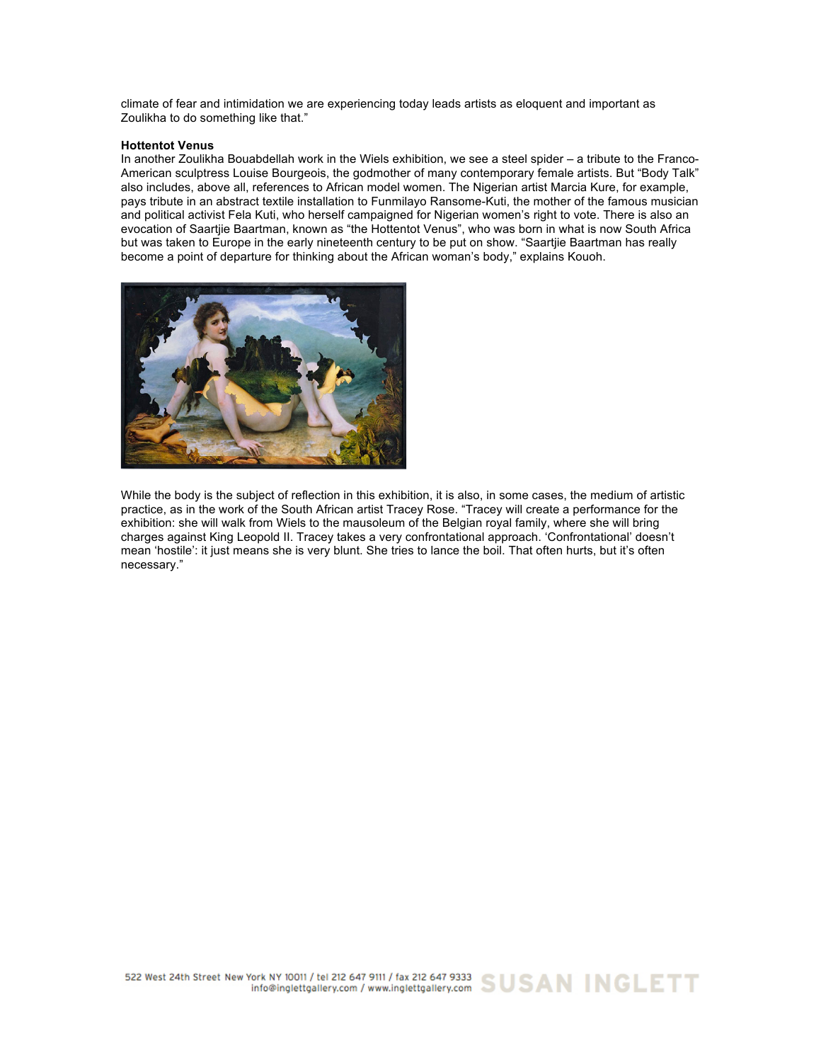climate of fear and intimidation we are experiencing today leads artists as eloquent and important as Zoulikha to do something like that."

**Hottentot Venus**

In another Zoulikha Bouabdellah work in the Wiels exhibition, we see a steel spider – a tribute to the Franco-American sculptress Louise Bourgeois, the godmother of many contemporary female artists. But "Body Talk" also includes, above all, references to African model women. The Nigerian artist Marcia Kure, for example, pays tribute in an abstract textile installation to Funmilayo Ransome-Kuti, the mother of the famous musician and political activist Fela Kuti, who herself campaigned for Nigerian women's right to vote. There is also an evocation of Saartjie Baartman, known as "the Hottentot Venus", who was born in what is now South Africa but was taken to Europe in the early nineteenth century to be put on show. "Saartjie Baartman has really become a point of departure for thinking about the African woman's body," explains Kouoh.

While the body is the subject of reflection in this exhibition, it is also, in some cases, the medium of artistic practice, as in the work of the South African artist Tracey Rose. "Tracey will create a performance for the exhibition: she will walk from Wiels to the mausoleum of the Belgian royal family, where she will bring charges against King Leopold II. Tracey takes a very confrontational approach. 'Confrontational' doesn't mean 'hostile': it just means she is very blunt. She tries to lance the boil. That often hurts, but it's often necessary."